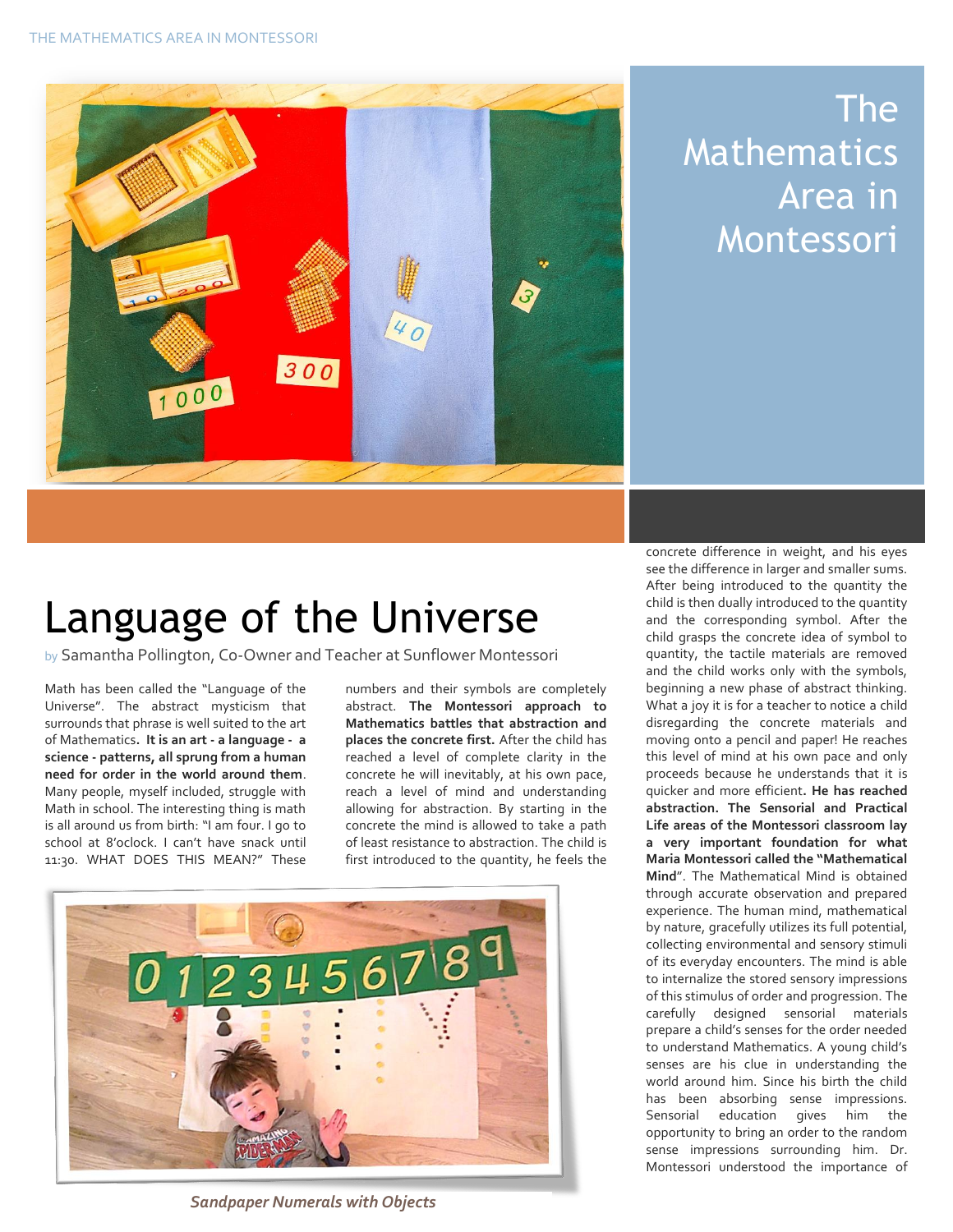# The Mathematics Area in Montessori

## Language of the Universe

by Samantha Pollington, Co-Owner and Teacher at Sunflower Montessori

Math has been called the "Language of the Universe". The abstract mysticism that surrounds that phrase is well suited to the art of Mathematics**. It is an art - a language - a science - patterns, all sprung from a human need for order in the world around them**. Many people, myself included, struggle with Math in school. The interesting thing is math is all around us from birth: "I am four. I go to school at 8'oclock. I can't have snack until 11:30. WHAT DOES THIS MEAN?" These numbers and their symbols are completely abstract. **The Montessori approach to Mathematics battles that abstraction and places the concrete first.** After the child has reached a level of complete clarity in the concrete he will inevitably, at his own pace, reach a level of mind and understanding allowing for abstraction. By starting in the concrete the mind is allowed to take a path of least resistance to abstraction. The child is first introduced to the quantity, he feels the concrete difference in weight, and his eyes see the difference in larger and smaller sums. After being introduced to the quantity the child is then dually introduced to the quantity and the corresponding symbol. After the child grasps the concrete idea of symbol to quantity, the tactile materials are removed and the child works only with the symbols, beginning a new phase of abstract thinking. What a joy it is for a teacher to notice a child disregarding the concrete materials and moving onto a pencil and paper! He reaches this level of mind at his own pace and only proceeds because he understands that it is quicker and more efficient**. He has reached abstraction. The Sensorial and Practical Life areas of the Montessori classroom lay a very important foundation for what Maria Montessori called the "Mathematical Mind**". The Mathematical Mind is obtained through accurate observation and prepared experience. The human mind, mathematical by nature, gracefully utilizes its full potential, collecting environmental and sensory stimuli of its everyday encounters. The mind is able to internalize the stored sensory impressions of this stimulus of order and progression. The carefully designed sensorial materials prepare a child's senses for the order needed to understand Mathematics. A young child's senses are his clue in understanding the world around him. Since his birth the child has been absorbing sense impressions. Sensorial education gives him the opportunity to bring an order to the random sense impressions surrounding him. Dr. Montessori understood the importance of

*Sandpaper Numerals with Objects*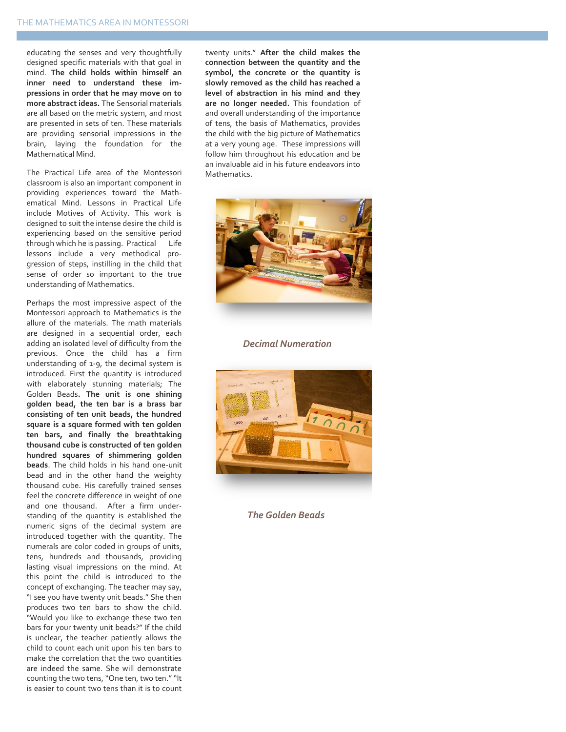educating the senses and very thoughtfully designed specific materials with that goal in mind. **The child holds within himself an inner need to understand these impressions in order that he may move on to more abstract ideas.** The Sensorial materials are all based on the metric system, and most are presented in sets of ten. These materials are providing sensorial impressions in the brain, laying the foundation for the Mathematical Mind.

The Practical Life area of the Montessori classroom is also an important component in providing experiences toward the Mathematical Mind. Lessons in Practical Life include Motives of Activity. This work is designed to suit the intense desire the child is experiencing based on the sensitive period through which he is passing. Practical Life lessons include a very methodical progression of steps, instilling in the child that sense of order so important to the true understanding of Mathematics.

Perhaps the most impressive aspect of the Montessori approach to Mathematics is the allure of the materials. The math materials are designed in a sequential order, each adding an isolated level of difficulty from the previous. Once the child has a firm understanding of 1-9, the decimal system is introduced. First the quantity is introduced with elaborately stunning materials; The Golden Beads**. The unit is one shining golden bead, the ten bar is a brass bar consisting of ten unit beads, the hundred square is a square formed with ten golden ten bars, and finally the breathtaking thousand cube is constructed of ten golden hundred squares of shimmering golden beads**. The child holds in his hand one-unit bead and in the other hand the weighty thousand cube. His carefully trained senses feel the concrete difference in weight of one and one thousand. After a firm understanding of the quantity is established the numeric signs of the decimal system are introduced together with the quantity. The numerals are color coded in groups of units, tens, hundreds and thousands, providing lasting visual impressions on the mind. At this point the child is introduced to the concept of exchanging. The teacher may say, "I see you have twenty unit beads." She then produces two ten bars to show the child. "Would you like to exchange these two ten bars for your twenty unit beads?" If the child is unclear, the teacher patiently allows the child to count each unit upon his ten bars to make the correlation that the two quantities are indeed the same. She will demonstrate counting the two tens, "One ten, two ten." "It is easier to count two tens than it is to count twenty units." **After the child makes the connection between the quantity and the symbol, the concrete or the quantity is slowly removed as the child has reached a level of abstraction in his mind and they are no longer needed.** This foundation of and overall understanding of the importance of tens, the basis of Mathematics, provides the child with the big picture of Mathematics at a very young age. These impressions will follow him throughout his education and be an invaluable aid in his future endeavors into Mathematics.

***Decimal Numeration***

***The Golden Beads***